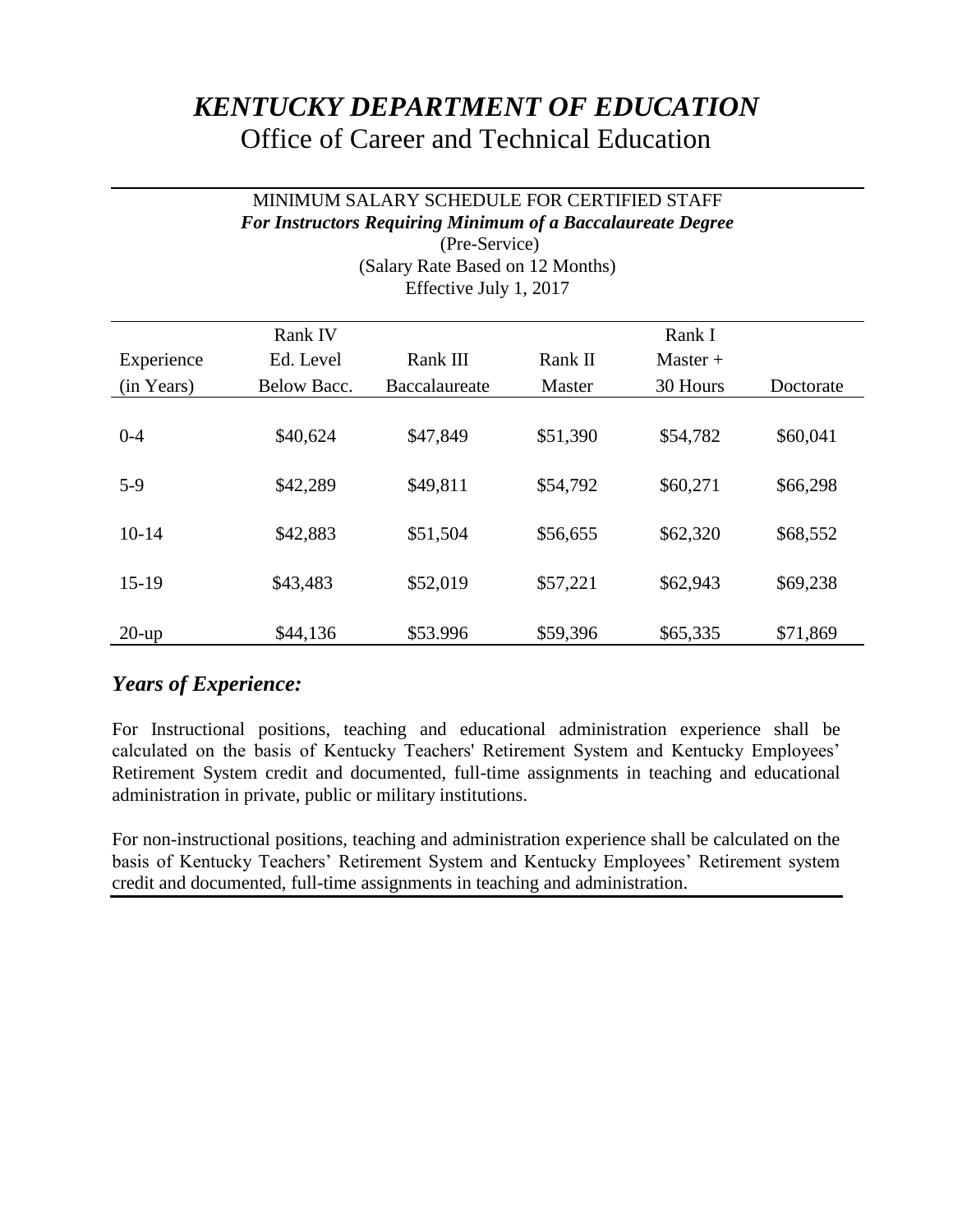# *KENTUCKY DEPARTMENT OF EDUCATION*

## Office of Career and Technical Education

MINIMUM SALARY SCHEDULE FOR CERTIFIED STAFF

***For Instructors Requiring Minimum of a Baccalaureate Degree***

(Pre-Service)

(Salary Rate Based on 12 Months)

Effective July 1, 2017

| Experience (in Years) | Rank IV Ed. Level Below Bacc. | Rank III Baccalaureate | Rank II Master | Rank I Master + 30 Hours | Doctorate |
|---|---|---|---|---|---|
| 0-4 | $40,624 | $47,849 | $51,390 | $54,782 | $60,041 |
| 5-9 | $42,289 | $49,811 | $54,792 | $60,271 | $66,298 |
| 10-14 | $42,883 | $51,504 | $56,655 | $62,320 | $68,552 |
| 15-19 | $43,483 | $52,019 | $57,221 | $62,943 | $69,238 |
| 20-up | $44,136 | $53.996 | $59,396 | $65,335 | $71,869 |

### *Years of Experience:*

For Instructional positions, teaching and educational administration experience shall be calculated on the basis of Kentucky Teachers' Retirement System and Kentucky Employees' Retirement System credit and documented, full-time assignments in teaching and educational administration in private, public or military institutions.

For non-instructional positions, teaching and administration experience shall be calculated on the basis of Kentucky Teachers' Retirement System and Kentucky Employees' Retirement system credit and documented, full-time assignments in teaching and administration.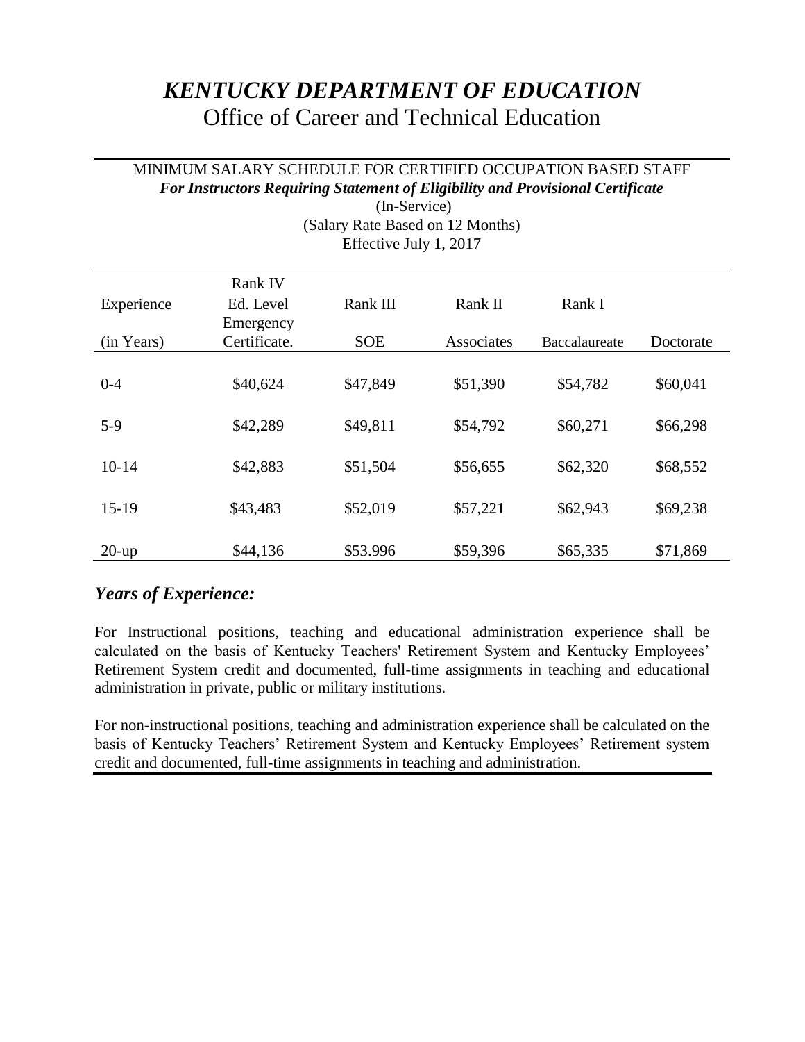# *KENTUCKY DEPARTMENT OF EDUCATION*

## Office of Career and Technical Education

MINIMUM SALARY SCHEDULE FOR CERTIFIED OCCUPATION BASED STAFF

***For Instructors Requiring Statement of Eligibility and Provisional Certificate***

(In-Service)

(Salary Rate Based on 12 Months)

Effective July 1, 2017

| Experience (in Years) | Rank IV Ed. Level Emergency Certificate. | Rank III SOE | Rank II Associates | Rank I Baccalaureate | Doctorate |
|---|---|---|---|---|---|
| 0-4 | $40,624 | $47,849 | $51,390 | $54,782 | $60,041 |
| 5-9 | $42,289 | $49,811 | $54,792 | $60,271 | $66,298 |
| 10-14 | $42,883 | $51,504 | $56,655 | $62,320 | $68,552 |
| 15-19 | $43,483 | $52,019 | $57,221 | $62,943 | $69,238 |
| 20-up | $44,136 | $53.996 | $59,396 | $65,335 | $71,869 |

### *Years of Experience:*

For Instructional positions, teaching and educational administration experience shall be calculated on the basis of Kentucky Teachers' Retirement System and Kentucky Employees' Retirement System credit and documented, full-time assignments in teaching and educational administration in private, public or military institutions.

For non-instructional positions, teaching and administration experience shall be calculated on the basis of Kentucky Teachers' Retirement System and Kentucky Employees' Retirement system credit and documented, full-time assignments in teaching and administration.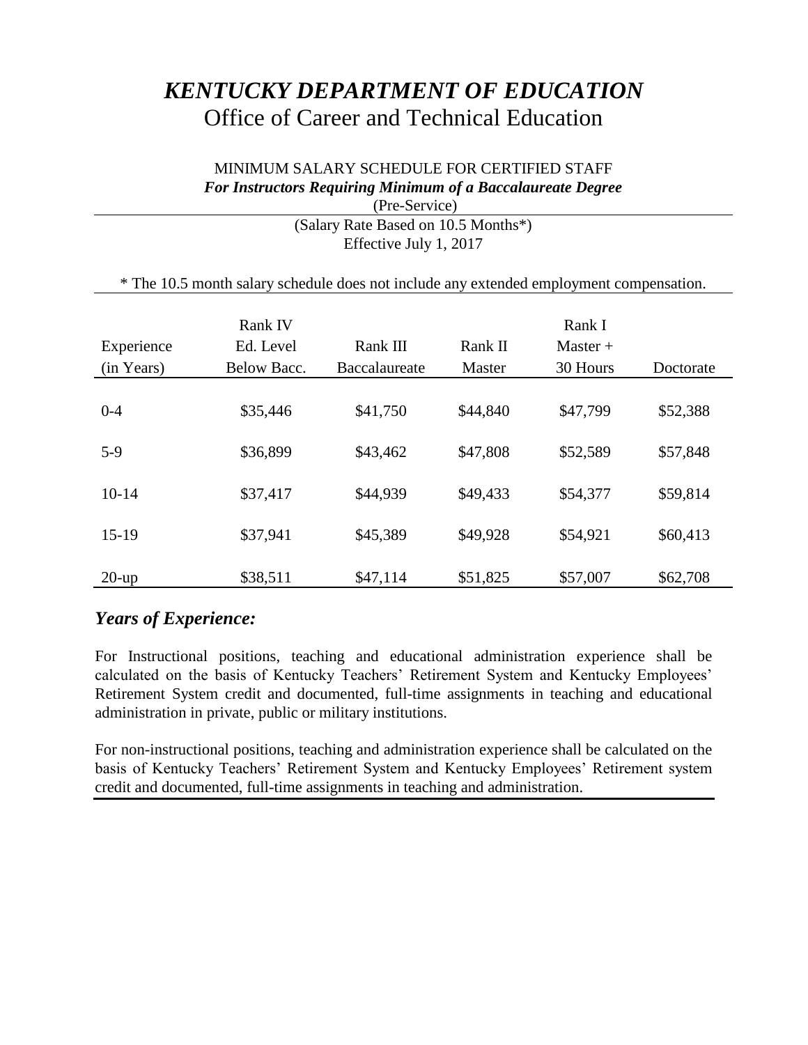# *KENTUCKY DEPARTMENT OF EDUCATION*

## Office of Career and Technical Education

MINIMUM SALARY SCHEDULE FOR CERTIFIED STAFF

***For Instructors Requiring Minimum of a Baccalaureate Degree***

(Pre-Service)

(Salary Rate Based on 10.5 Months*)

Effective July 1, 2017

* The 10.5 month salary schedule does not include any extended employment compensation.

| Experience (in Years) | Rank IV Ed. Level Below Bacc. | Rank III Baccalaureate | Rank II Master | Rank I Master + 30 Hours | Doctorate |
|---|---|---|---|---|---|
| 0-4 | $35,446 | $41,750 | $44,840 | $47,799 | $52,388 |
| 5-9 | $36,899 | $43,462 | $47,808 | $52,589 | $57,848 |
| 10-14 | $37,417 | $44,939 | $49,433 | $54,377 | $59,814 |
| 15-19 | $37,941 | $45,389 | $49,928 | $54,921 | $60,413 |
| 20-up | $38,511 | $47,114 | $51,825 | $57,007 | $62,708 |

### *Years of Experience:*

For Instructional positions, teaching and educational administration experience shall be calculated on the basis of Kentucky Teachers' Retirement System and Kentucky Employees' Retirement System credit and documented, full-time assignments in teaching and educational administration in private, public or military institutions.

For non-instructional positions, teaching and administration experience shall be calculated on the basis of Kentucky Teachers' Retirement System and Kentucky Employees' Retirement system credit and documented, full-time assignments in teaching and administration.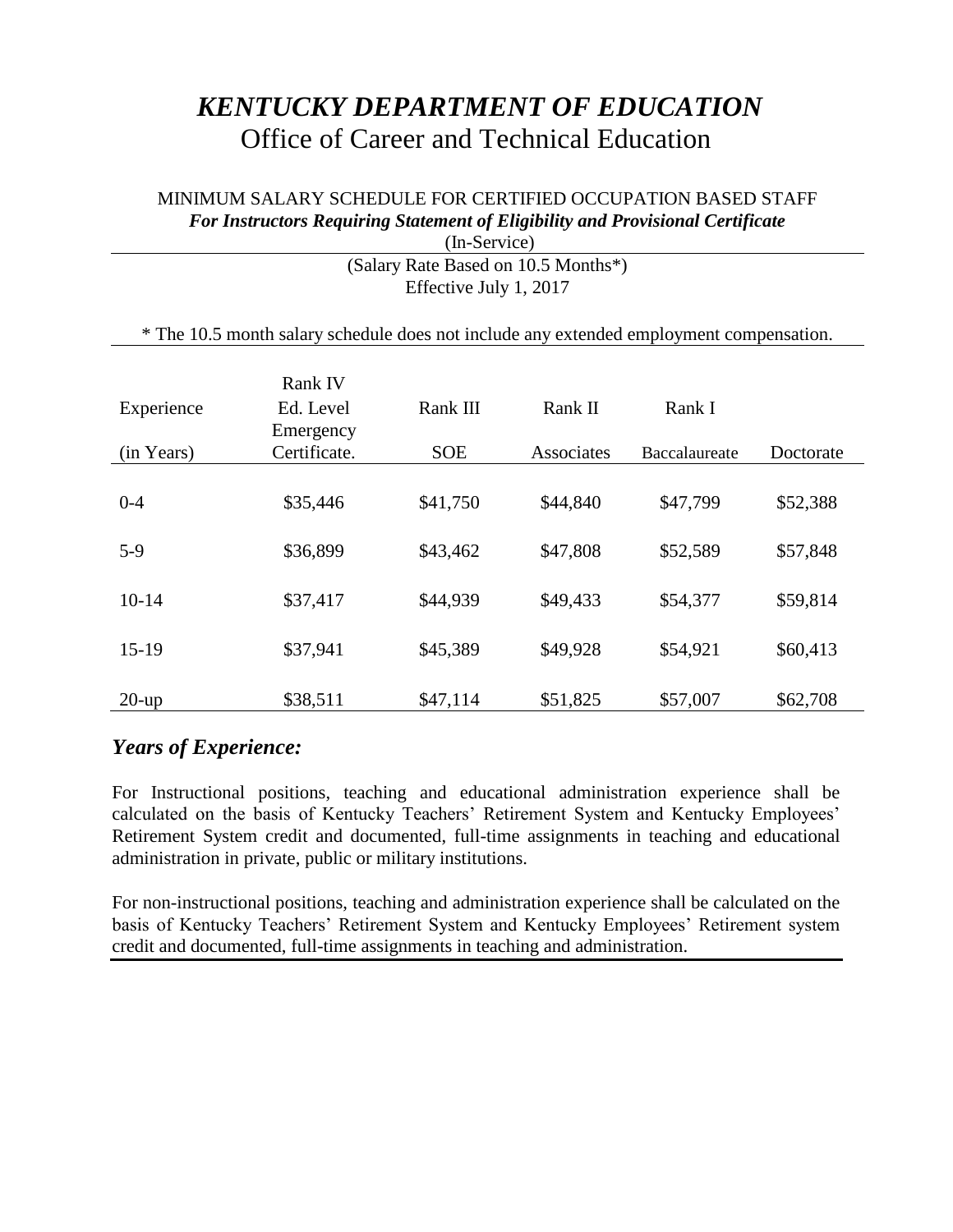# *KENTUCKY DEPARTMENT OF EDUCATION*

## Office of Career and Technical Education

MINIMUM SALARY SCHEDULE FOR CERTIFIED OCCUPATION BASED STAFF
***For Instructors Requiring Statement of Eligibility and Provisional Certificate***
(In-Service)

(Salary Rate Based on 10.5 Months*)
Effective July 1, 2017

* The 10.5 month salary schedule does not include any extended employment compensation.

| Experience (in Years) | Rank IV Ed. Level Emergency Certificate. | Rank III SOE | Rank II Associates | Rank I Baccalaureate | Doctorate |
|---|---|---|---|---|---|
| 0-4 | $35,446 | $41,750 | $44,840 | $47,799 | $52,388 |
| 5-9 | $36,899 | $43,462 | $47,808 | $52,589 | $57,848 |
| 10-14 | $37,417 | $44,939 | $49,433 | $54,377 | $59,814 |
| 15-19 | $37,941 | $45,389 | $49,928 | $54,921 | $60,413 |
| 20-up | $38,511 | $47,114 | $51,825 | $57,007 | $62,708 |

### *Years of Experience:*

For Instructional positions, teaching and educational administration experience shall be calculated on the basis of Kentucky Teachers' Retirement System and Kentucky Employees' Retirement System credit and documented, full-time assignments in teaching and educational administration in private, public or military institutions.

For non-instructional positions, teaching and administration experience shall be calculated on the basis of Kentucky Teachers' Retirement System and Kentucky Employees' Retirement system credit and documented, full-time assignments in teaching and administration.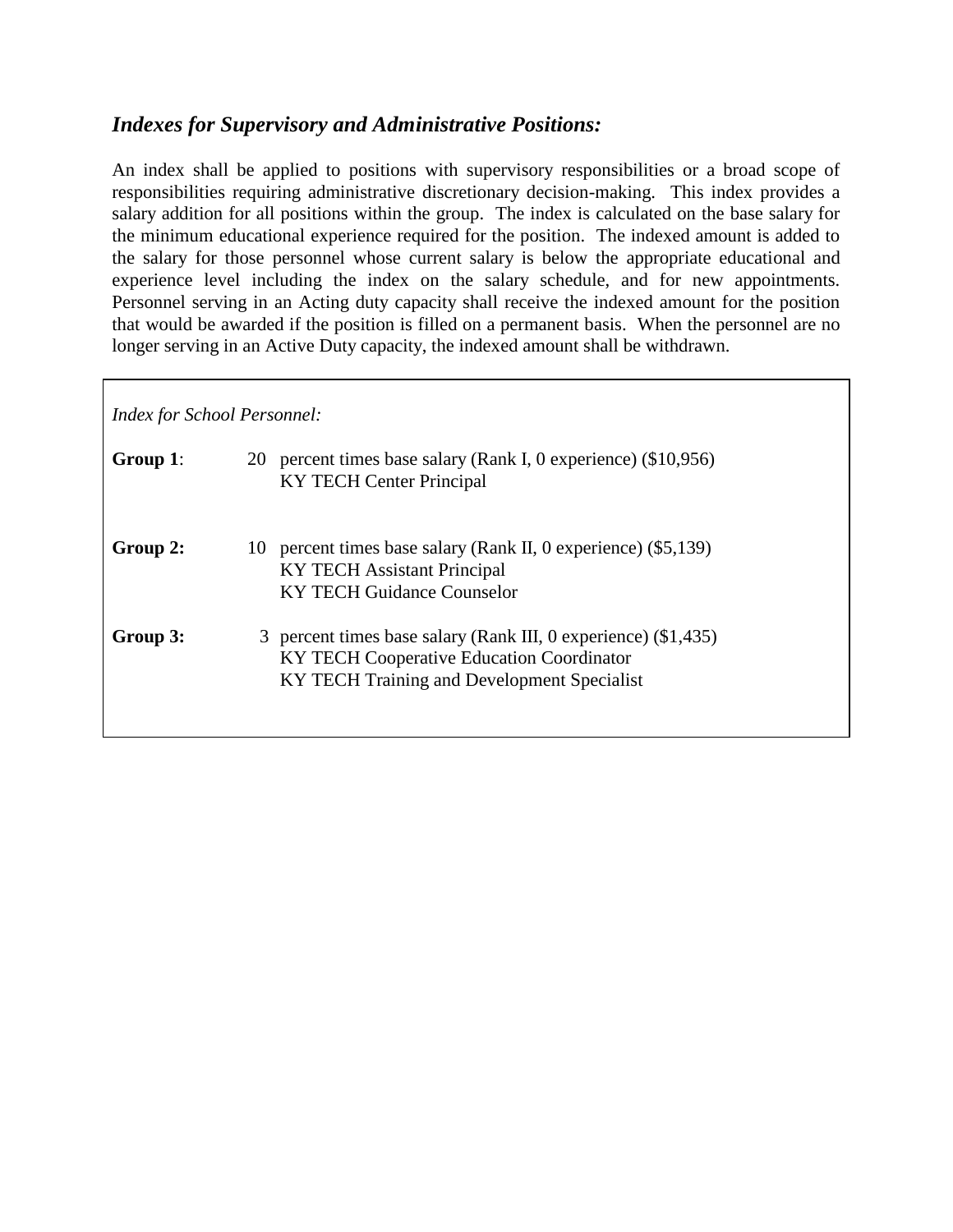### *Indexes for Supervisory and Administrative Positions:*

An index shall be applied to positions with supervisory responsibilities or a broad scope of responsibilities requiring administrative discretionary decision-making. This index provides a salary addition for all positions within the group. The index is calculated on the base salary for the minimum educational experience required for the position. The indexed amount is added to the salary for those personnel whose current salary is below the appropriate educational and experience level including the index on the salary schedule, and for new appointments. Personnel serving in an Acting duty capacity shall receive the indexed amount for the position that would be awarded if the position is filled on a permanent basis. When the personnel are no longer serving in an Active Duty capacity, the indexed amount shall be withdrawn.

*Index for School Personnel:*

**Group 1**: 20 percent times base salary (Rank I, 0 experience) ($10,956)
KY TECH Center Principal

**Group 2:** 10 percent times base salary (Rank II, 0 experience) ($5,139)
KY TECH Assistant Principal
KY TECH Guidance Counselor

**Group 3:** 3 percent times base salary (Rank III, 0 experience) ($1,435)
KY TECH Cooperative Education Coordinator
KY TECH Training and Development Specialist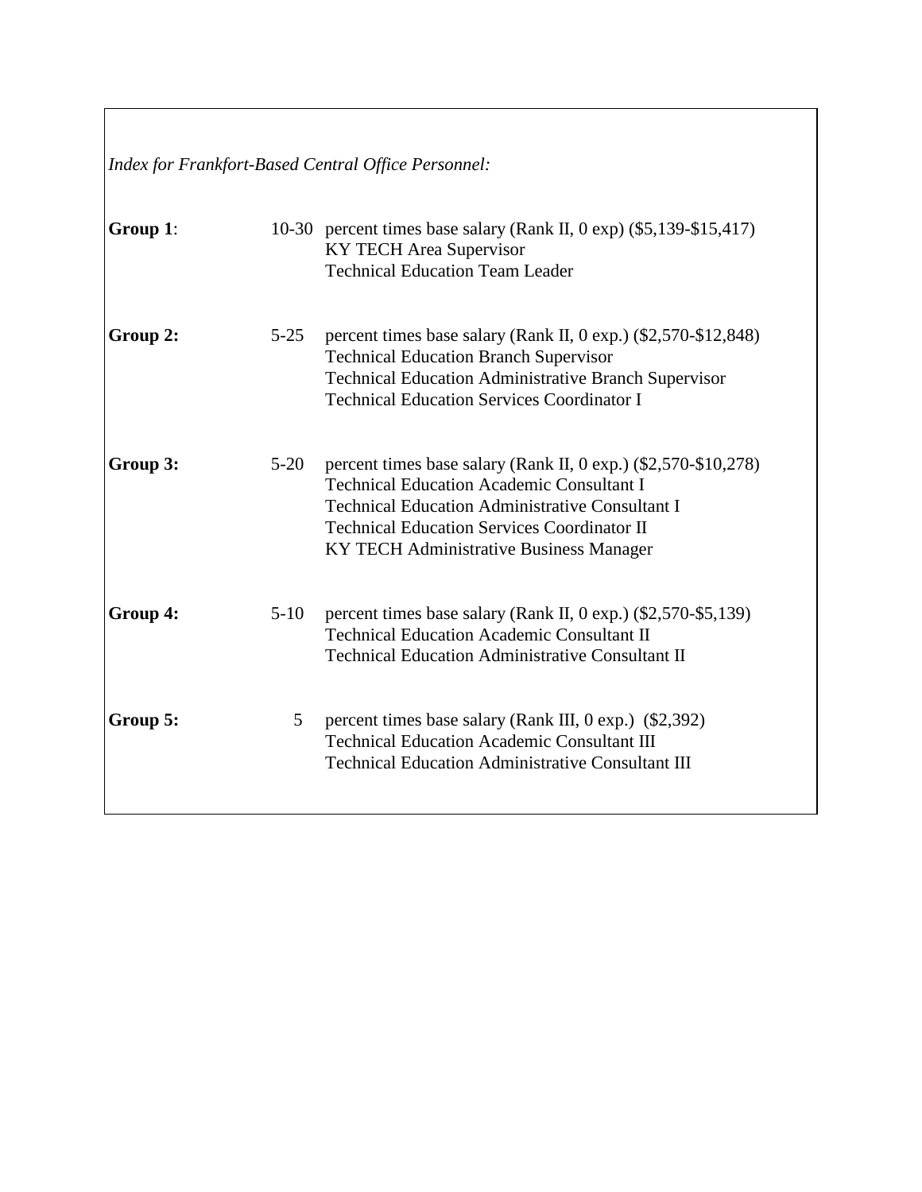*Index for Frankfort-Based Central Office Personnel:*

| | | |
|---|---|---|
| **Group 1**: | 10-30 | percent times base salary (Rank II, 0 exp) ($5,139-$15,417)<br>KY TECH Area Supervisor<br>Technical Education Team Leader |
| **Group 2:** | 5-25 | percent times base salary (Rank II, 0 exp.) ($2,570-$12,848)<br>Technical Education Branch Supervisor<br>Technical Education Administrative Branch Supervisor<br>Technical Education Services Coordinator I |
| **Group 3:** | 5-20 | percent times base salary (Rank II, 0 exp.) ($2,570-$10,278)<br>Technical Education Academic Consultant I<br>Technical Education Administrative Consultant I<br>Technical Education Services Coordinator II<br>KY TECH Administrative Business Manager |
| **Group 4:** | 5-10 | percent times base salary (Rank II, 0 exp.) ($2,570-$5,139)<br>Technical Education Academic Consultant II<br>Technical Education Administrative Consultant II |
| **Group 5:** | 5 | percent times base salary (Rank III, 0 exp.) ($2,392)<br>Technical Education Academic Consultant III<br>Technical Education Administrative Consultant III |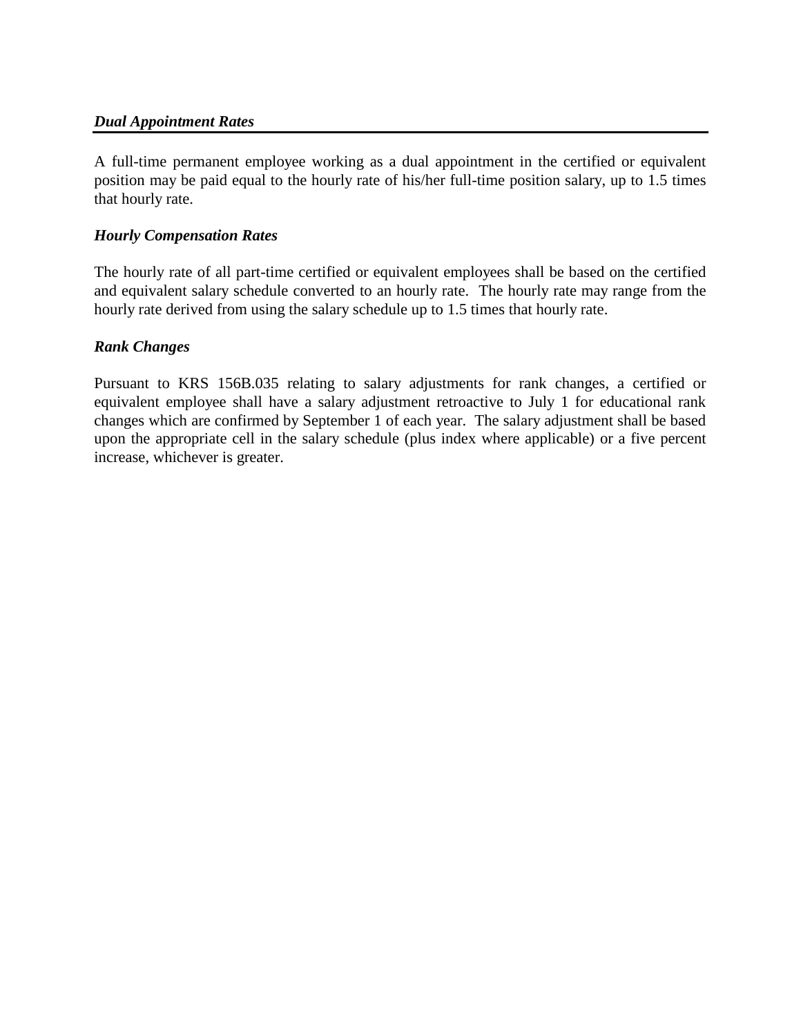### ***Dual Appointment Rates***

A full-time permanent employee working as a dual appointment in the certified or equivalent position may be paid equal to the hourly rate of his/her full-time position salary, up to 1.5 times that hourly rate.

### ***Hourly Compensation Rates***

The hourly rate of all part-time certified or equivalent employees shall be based on the certified and equivalent salary schedule converted to an hourly rate. The hourly rate may range from the hourly rate derived from using the salary schedule up to 1.5 times that hourly rate.

### ***Rank Changes***

Pursuant to KRS 156B.035 relating to salary adjustments for rank changes, a certified or equivalent employee shall have a salary adjustment retroactive to July 1 for educational rank changes which are confirmed by September 1 of each year. The salary adjustment shall be based upon the appropriate cell in the salary schedule (plus index where applicable) or a five percent increase, whichever is greater.